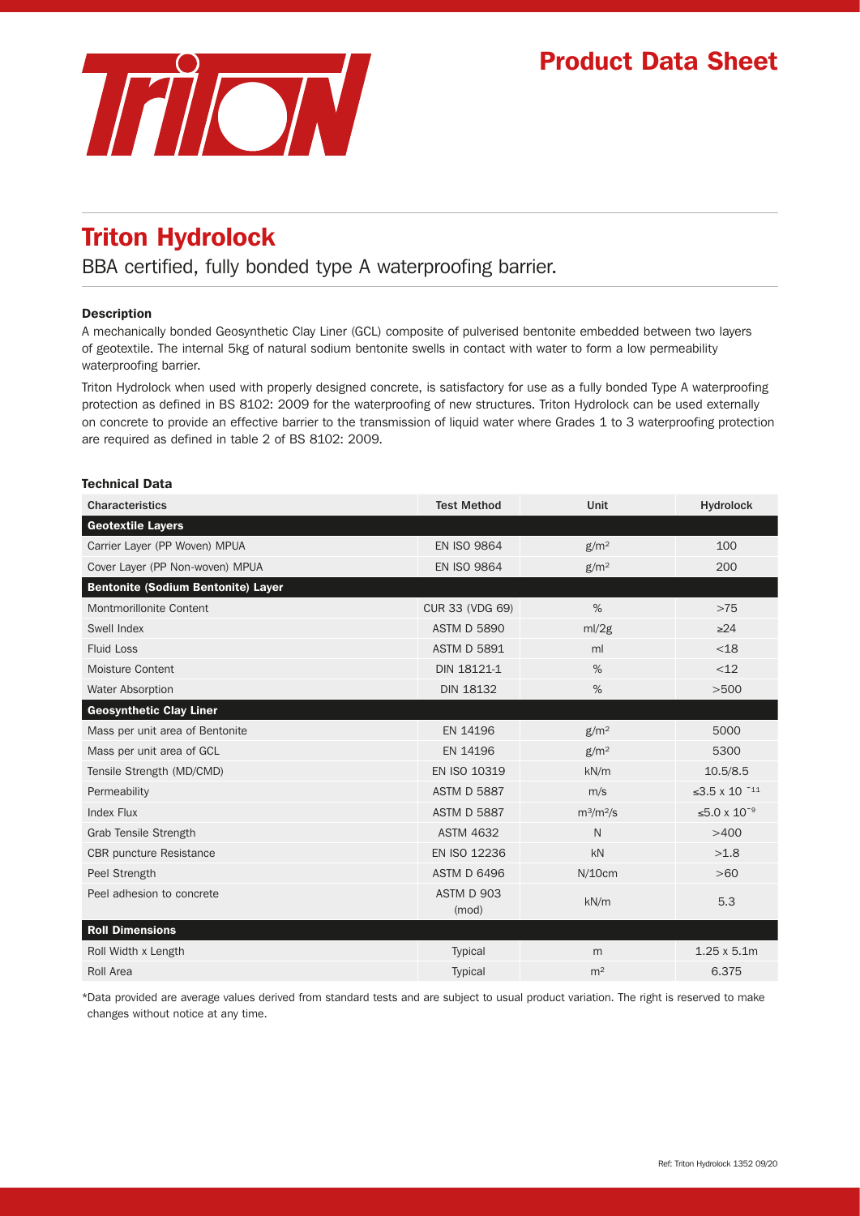# Product Data Sheet

## Triton Hydrolock

BBA certified, fully bonded type A waterproofing barrier.

### Description

A mechanically bonded Geosynthetic Clay Liner (GCL) composite of pulverised bentonite embedded between two layers of geotextile. The internal 5kg of natural sodium bentonite swells in contact with water to form a low permeability waterproofing barrier.

Triton Hydrolock when used with properly designed concrete, is satisfactory for use as a fully bonded Type A waterproofing protection as defined in BS 8102: 2009 for the waterproofing of new structures. Triton Hydrolock can be used externally on concrete to provide an effective barrier to the transmission of liquid water where Grades 1 to 3 waterproofing protection are required as defined in table 2 of BS 8102: 2009.

### Technical Data

| Characteristics | Test Method | Unit | Hydrolock |
|---|---|---|---|
| **Geotextile Layers** | | | |
| Carrier Layer (PP Woven) MPUA | EN ISO 9864 | $g/m^2$ | 100 |
| Cover Layer (PP Non-woven) MPUA | EN ISO 9864 | $g/m^2$ | 200 |
| **Bentonite (Sodium Bentonite) Layer** | | | |
| Montmorillonite Content | CUR 33 (VDG 69) | % | >75 |
| Swell Index | ASTM D 5890 | ml/2g | ≥24 |
| Fluid Loss | ASTM D 5891 | ml | <18 |
| Moisture Content | DIN 18121-1 | % | <12 |
| Water Absorption | DIN 18132 | % | >500 |
| **Geosynthetic Clay Liner** | | | |
| Mass per unit area of Bentonite | EN 14196 | $g/m^2$ | 5000 |
| Mass per unit area of GCL | EN 14196 | $g/m^2$ | 5300 |
| Tensile Strength (MD/CMD) | EN ISO 10319 | kN/m | 10.5/8.5 |
| Permeability | ASTM D 5887 | m/s | $\leq 3.5 \times 10^{-11}$ |
| Index Flux | ASTM D 5887 | $m^3/m^2/s$ | $\leq 5.0 \times 10^{-9}$ |
| Grab Tensile Strength | ASTM 4632 | N | >400 |
| CBR puncture Resistance | EN ISO 12236 | kN | >1.8 |
| Peel Strength | ASTM D 6496 | N/10cm | >60 |
| Peel adhesion to concrete | ASTM D 903 (mod) | kN/m | 5.3 |
| **Roll Dimensions** | | | |
| Roll Width x Length | Typical | m | 1.25 x 5.1m |
| Roll Area | Typical | $m^2$ | 6.375 |

*Data provided are average values derived from standard tests and are subject to usual product variation. The right is reserved to make changes without notice at any time.

Ref: Triton Hydrolock 1352 09/20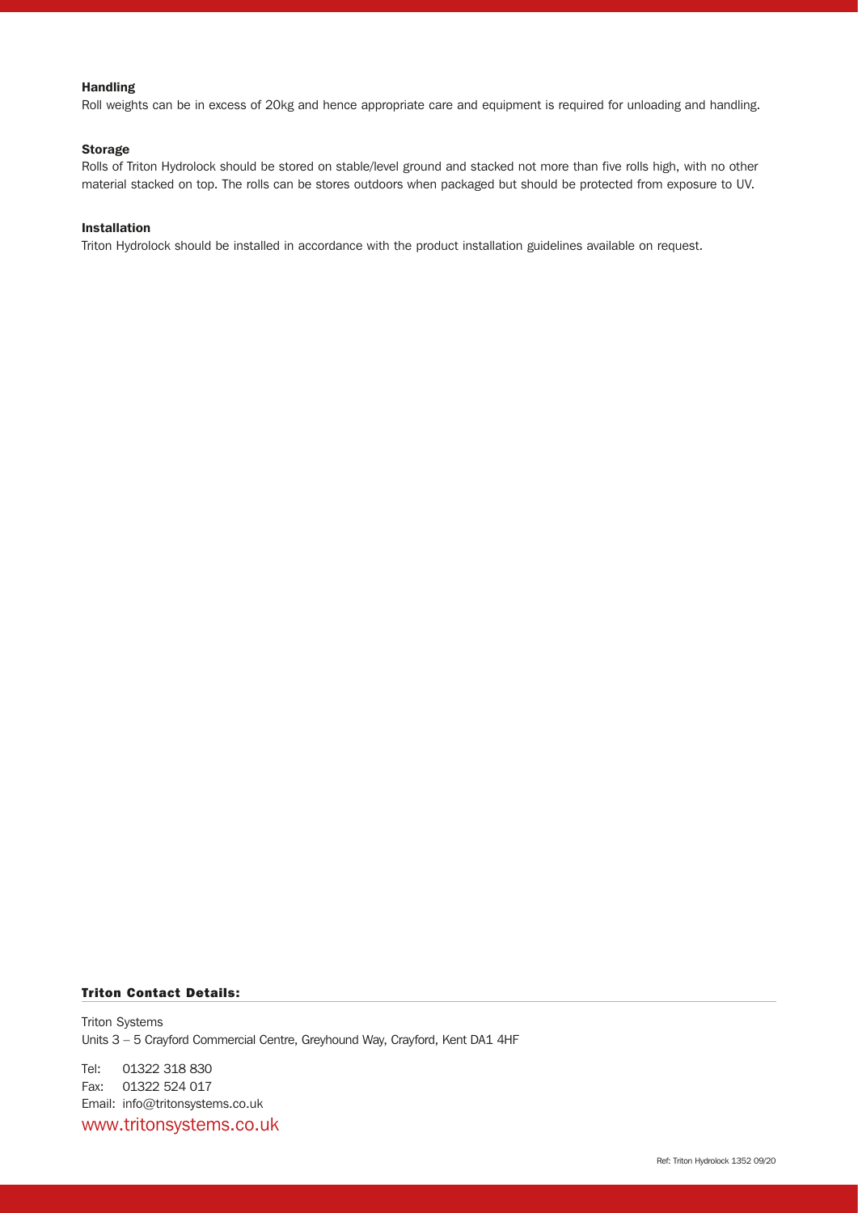### Handling

Roll weights can be in excess of 20kg and hence appropriate care and equipment is required for unloading and handling.

### Storage

Rolls of Triton Hydrolock should be stored on stable/level ground and stacked not more than five rolls high, with no other material stacked on top. The rolls can be stores outdoors when packaged but should be protected from exposure to UV.

### Installation

Triton Hydrolock should be installed in accordance with the product installation guidelines available on request.

### Triton Contact Details:

Triton Systems
Units 3 – 5 Crayford Commercial Centre, Greyhound Way, Crayford, Kent DA1 4HF

Tel: 01322 318 830
Fax: 01322 524 017
Email: info@tritonsystems.co.uk

www.tritonsystems.co.uk

Ref: Triton Hydrolock 1352 09/20